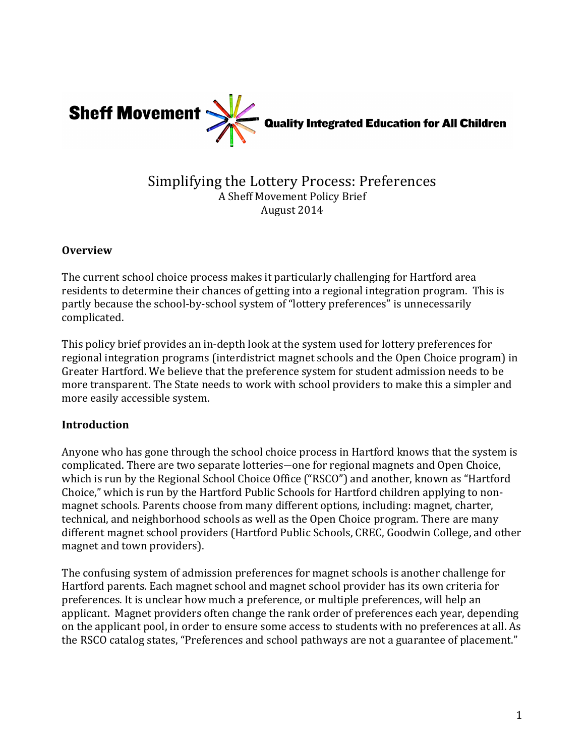**Sheff Movement** — **Quality Integrated Education for All Children**

# Simplifying the Lottery Process: Preferences

A Sheff Movement Policy Brief
August 2014

## Overview

The current school choice process makes it particularly challenging for Hartford area residents to determine their chances of getting into a regional integration program. This is partly because the school-by-school system of "lottery preferences" is unnecessarily complicated.

This policy brief provides an in-depth look at the system used for lottery preferences for regional integration programs (interdistrict magnet schools and the Open Choice program) in Greater Hartford. We believe that the preference system for student admission needs to be more transparent. The State needs to work with school providers to make this a simpler and more easily accessible system.

## Introduction

Anyone who has gone through the school choice process in Hartford knows that the system is complicated. There are two separate lotteries—one for regional magnets and Open Choice, which is run by the Regional School Choice Office ("RSCO") and another, known as "Hartford Choice," which is run by the Hartford Public Schools for Hartford children applying to non-magnet schools. Parents choose from many different options, including: magnet, charter, technical, and neighborhood schools as well as the Open Choice program. There are many different magnet school providers (Hartford Public Schools, CREC, Goodwin College, and other magnet and town providers).

The confusing system of admission preferences for magnet schools is another challenge for Hartford parents. Each magnet school and magnet school provider has its own criteria for preferences. It is unclear how much a preference, or multiple preferences, will help an applicant. Magnet providers often change the rank order of preferences each year, depending on the applicant pool, in order to ensure some access to students with no preferences at all. As the RSCO catalog states, "Preferences and school pathways are not a guarantee of placement."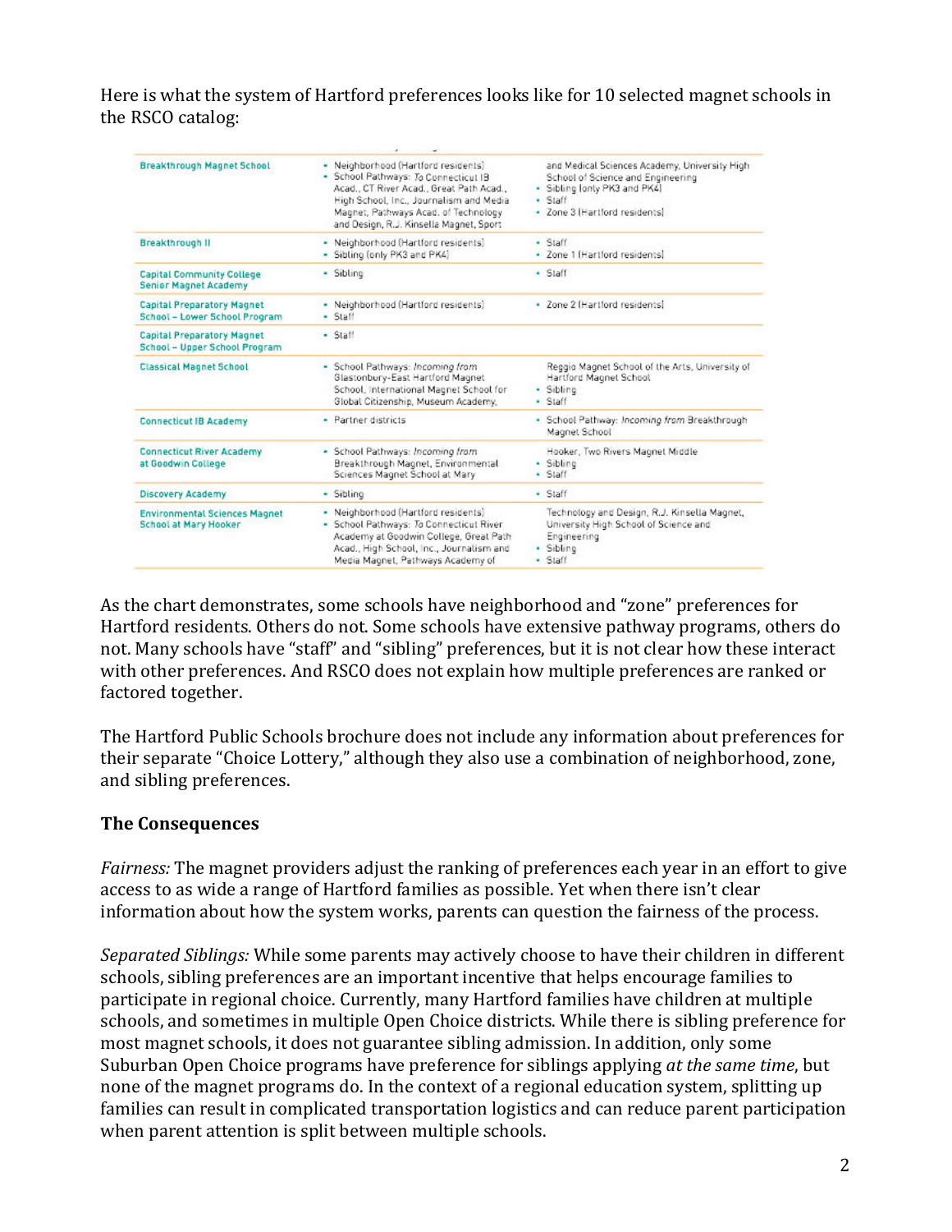Here is what the system of Hartford preferences looks like for 10 selected magnet schools in the RSCO catalog:

| School | Preferences | |
|---|---|---|
| Breakthrough Magnet School | • Neighborhood (Hartford residents)<br>• School Pathways: *To* Connecticut IB Acad., CT River Acad., Great Path Acad., High School, Inc., Journalism and Media Magnet, Pathways Acad. of Technology and Design, R.J. Kinsella Magnet, Sport | and Medical Sciences Academy, University High School of Science and Engineering<br>• Sibling (only PK3 and PK4)<br>• Staff<br>• Zone 3 (Hartford residents) |
| Breakthrough II | • Neighborhood (Hartford residents)<br>• Sibling (only PK3 and PK4) | • Staff<br>• Zone 1 (Hartford residents) |
| Capital Community College Senior Magnet Academy | • Sibling | • Staff |
| Capital Preparatory Magnet School – Lower School Program | • Neighborhood (Hartford residents)<br>• Staff | • Zone 2 (Hartford residents) |
| Capital Preparatory Magnet School – Upper School Program | • Staff | |
| Classical Magnet School | • School Pathways: *Incoming from* Glastonbury-East Hartford Magnet School, International Magnet School for Global Citizenship, Museum Academy, | Reggio Magnet School of the Arts, University of Hartford Magnet School<br>• Sibling<br>• Staff |
| Connecticut IB Academy | • Partner districts | • School Pathway: *Incoming from* Breakthrough Magnet School |
| Connecticut River Academy at Goodwin College | • School Pathways: *Incoming from* Breakthrough Magnet, Environmental Sciences Magnet School at Mary | Hooker, Two Rivers Magnet Middle<br>• Sibling<br>• Staff |
| Discovery Academy | • Sibling | • Staff |
| Environmental Sciences Magnet School at Mary Hooker | • Neighborhood (Hartford residents)<br>• School Pathways: *To* Connecticut River Academy at Goodwin College, Great Path Acad., High School, Inc., Journalism and Media Magnet, Pathways Academy of | Technology and Design, R.J. Kinsella Magnet, University High School of Science and Engineering<br>• Sibling<br>• Staff |

As the chart demonstrates, some schools have neighborhood and "zone" preferences for Hartford residents. Others do not. Some schools have extensive pathway programs, others do not. Many schools have "staff" and "sibling" preferences, but it is not clear how these interact with other preferences. And RSCO does not explain how multiple preferences are ranked or factored together.

The Hartford Public Schools brochure does not include any information about preferences for their separate "Choice Lottery," although they also use a combination of neighborhood, zone, and sibling preferences.

### The Consequences

*Fairness:* The magnet providers adjust the ranking of preferences each year in an effort to give access to as wide a range of Hartford families as possible. Yet when there isn't clear information about how the system works, parents can question the fairness of the process.

*Separated Siblings:* While some parents may actively choose to have their children in different schools, sibling preferences are an important incentive that helps encourage families to participate in regional choice. Currently, many Hartford families have children at multiple schools, and sometimes in multiple Open Choice districts. While there is sibling preference for most magnet schools, it does not guarantee sibling admission. In addition, only some Suburban Open Choice programs have preference for siblings applying *at the same time*, but none of the magnet programs do. In the context of a regional education system, splitting up families can result in complicated transportation logistics and can reduce parent participation when parent attention is split between multiple schools.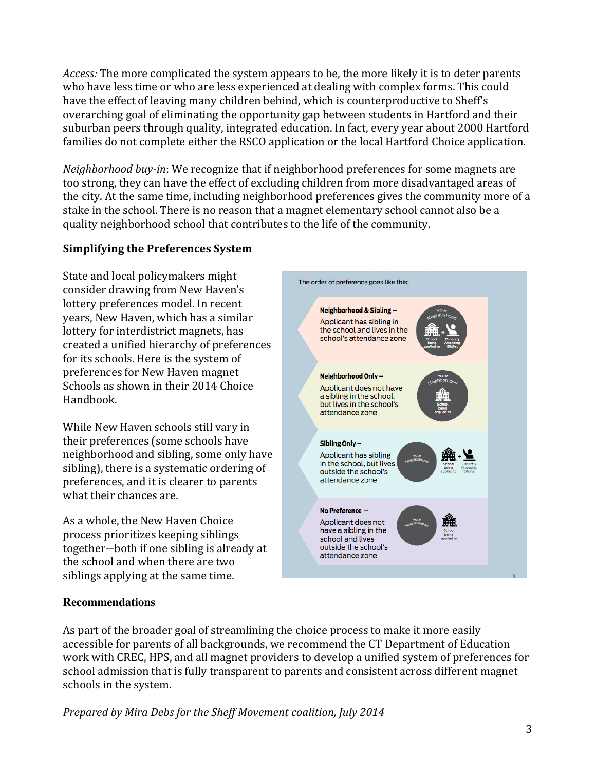*Access:* The more complicated the system appears to be, the more likely it is to deter parents who have less time or who are less experienced at dealing with complex forms. This could have the effect of leaving many children behind, which is counterproductive to Sheff's overarching goal of eliminating the opportunity gap between students in Hartford and their suburban peers through quality, integrated education. In fact, every year about 2000 Hartford families do not complete either the RSCO application or the local Hartford Choice application.

*Neighborhood buy-in*: We recognize that if neighborhood preferences for some magnets are too strong, they can have the effect of excluding children from more disadvantaged areas of the city. At the same time, including neighborhood preferences gives the community more of a stake in the school. There is no reason that a magnet elementary school cannot also be a quality neighborhood school that contributes to the life of the community.

**Simplifying the Preferences System**

State and local policymakers might consider drawing from New Haven's lottery preferences model. In recent years, New Haven, which has a similar lottery for interdistrict magnets, has created a unified hierarchy of preferences for its schools. Here is the system of preferences for New Haven magnet Schools as shown in their 2014 Choice Handbook.

While New Haven schools still vary in their preferences (some schools have neighborhood and sibling, some only have sibling), there is a systematic ordering of preferences, and it is clearer to parents what their chances are.

As a whole, the New Haven Choice process prioritizes keeping siblings together—both if one sibling is already at the school and when there are two siblings applying at the same time.

The order of preference goes like this:

**Neighborhood & Sibling –** Applicant has sibling in the school and lives in the school's attendance zone

Your Neighborhood
School being applied to + Currently Attending Sibling

**Neighborhood Only –** Applicant does not have a sibling in the school, but lives in the school's attendance zone

Your Neighborhood
School being applied to

**Sibling Only –** Applicant has sibling in the school, but lives outside the school's attendance zone

Your Neighborhood
School being applied to + Currently Attending Sibling

**No Preference –** Applicant does not have a sibling in the school and lives outside the school's attendance zone

Your Neighborhood
School being applied to

**Recommendations**

As part of the broader goal of streamlining the choice process to make it more easily accessible for parents of all backgrounds, we recommend the CT Department of Education work with CREC, HPS, and all magnet providers to develop a unified system of preferences for school admission that is fully transparent to parents and consistent across different magnet schools in the system.

*Prepared by Mira Debs for the Sheff Movement coalition, July 2014*